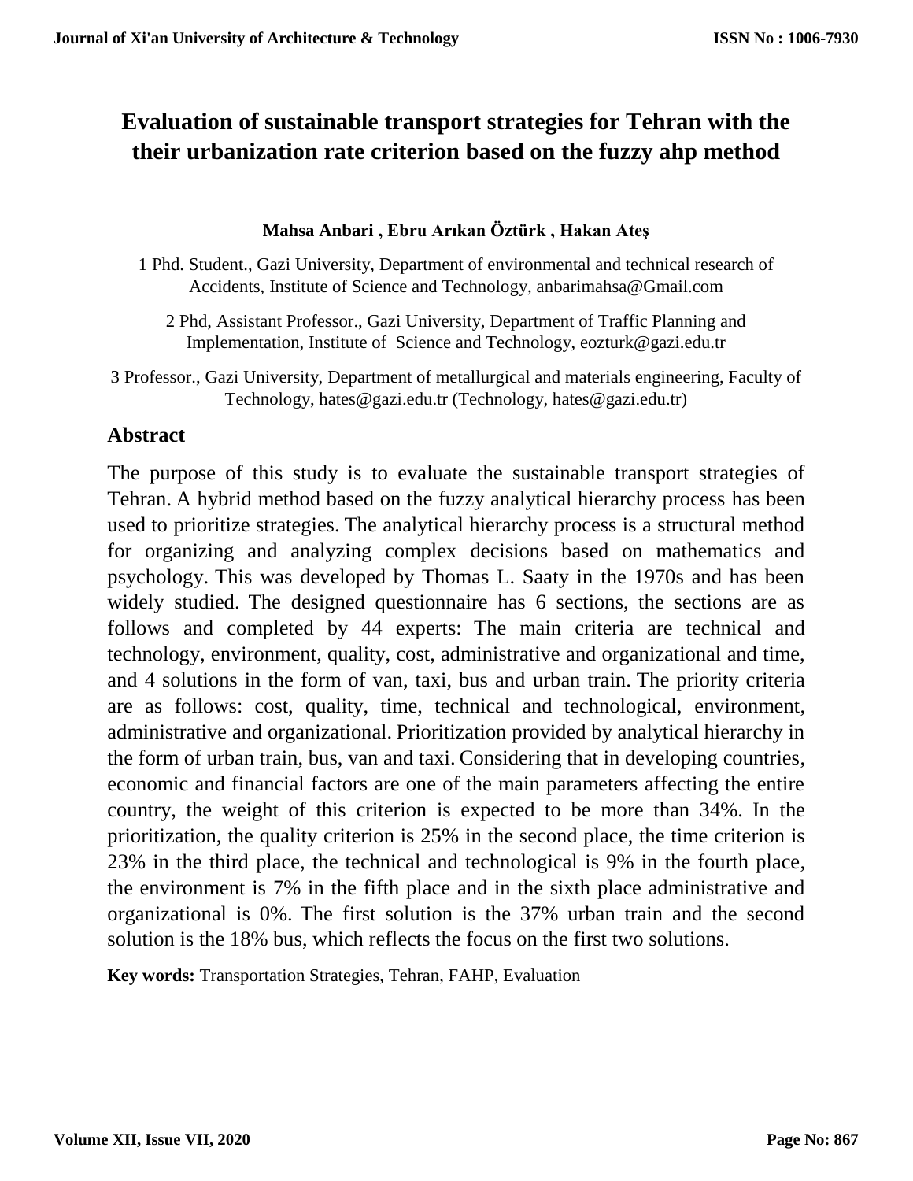# Evaluation of sustainable transport strategies for Tehran with the their urbanization rate criterion based on the fuzzy ahp method

**Mahsa Anbari , Ebru Arıkan Öztürk , Hakan Ateş**

1 Phd. Student., Gazi University, Department of environmental and technical research of Accidents, Institute of Science and Technology, anbarimahsa@Gmail.com

2 Phd, Assistant Professor., Gazi University, Department of Traffic Planning and Implementation, Institute of Science and Technology, eozturk@gazi.edu.tr

3 Professor., Gazi University, Department of metallurgical and materials engineering, Faculty of Technology, hates@gazi.edu.tr (Technology, hates@gazi.edu.tr)

## Abstract

The purpose of this study is to evaluate the sustainable transport strategies of Tehran. A hybrid method based on the fuzzy analytical hierarchy process has been used to prioritize strategies. The analytical hierarchy process is a structural method for organizing and analyzing complex decisions based on mathematics and psychology. This was developed by Thomas L. Saaty in the 1970s and has been widely studied. The designed questionnaire has 6 sections, the sections are as follows and completed by 44 experts: The main criteria are technical and technology, environment, quality, cost, administrative and organizational and time, and 4 solutions in the form of van, taxi, bus and urban train. The priority criteria are as follows: cost, quality, time, technical and technological, environment, administrative and organizational. Prioritization provided by analytical hierarchy in the form of urban train, bus, van and taxi. Considering that in developing countries, economic and financial factors are one of the main parameters affecting the entire country, the weight of this criterion is expected to be more than 34%. In the prioritization, the quality criterion is 25% in the second place, the time criterion is 23% in the third place, the technical and technological is 9% in the fourth place, the environment is 7% in the fifth place and in the sixth place administrative and organizational is 0%. The first solution is the 37% urban train and the second solution is the 18% bus, which reflects the focus on the first two solutions.

**Key words:** Transportation Strategies, Tehran, FAHP, Evaluation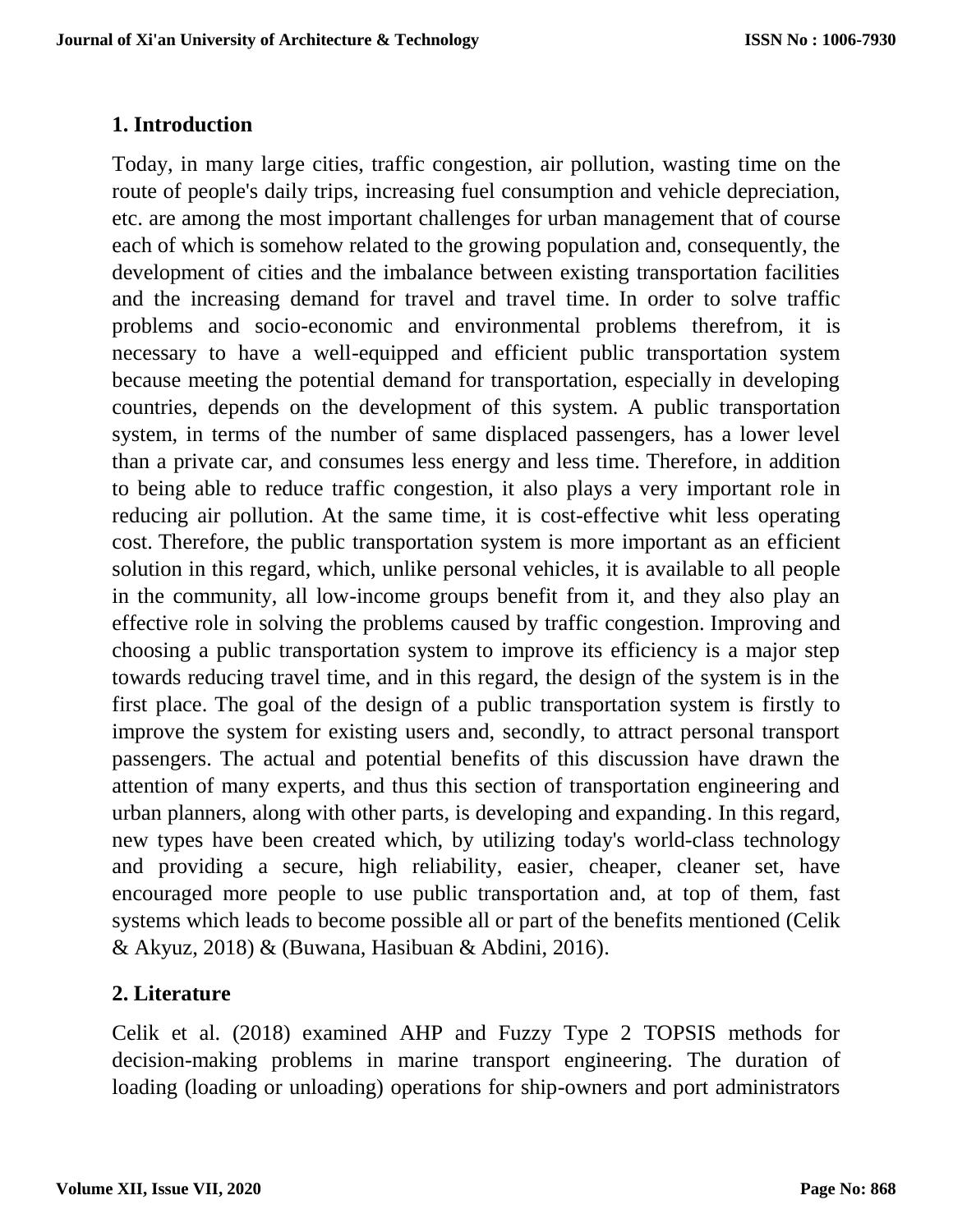## 1. Introduction

Today, in many large cities, traffic congestion, air pollution, wasting time on the route of people's daily trips, increasing fuel consumption and vehicle depreciation, etc. are among the most important challenges for urban management that of course each of which is somehow related to the growing population and, consequently, the development of cities and the imbalance between existing transportation facilities and the increasing demand for travel and travel time. In order to solve traffic problems and socio-economic and environmental problems therefrom, it is necessary to have a well-equipped and efficient public transportation system because meeting the potential demand for transportation, especially in developing countries, depends on the development of this system. A public transportation system, in terms of the number of same displaced passengers, has a lower level than a private car, and consumes less energy and less time. Therefore, in addition to being able to reduce traffic congestion, it also plays a very important role in reducing air pollution. At the same time, it is cost-effective whit less operating cost. Therefore, the public transportation system is more important as an efficient solution in this regard, which, unlike personal vehicles, it is available to all people in the community, all low-income groups benefit from it, and they also play an effective role in solving the problems caused by traffic congestion. Improving and choosing a public transportation system to improve its efficiency is a major step towards reducing travel time, and in this regard, the design of the system is in the first place. The goal of the design of a public transportation system is firstly to improve the system for existing users and, secondly, to attract personal transport passengers. The actual and potential benefits of this discussion have drawn the attention of many experts, and thus this section of transportation engineering and urban planners, along with other parts, is developing and expanding. In this regard, new types have been created which, by utilizing today's world-class technology and providing a secure, high reliability, easier, cheaper, cleaner set, have encouraged more people to use public transportation and, at top of them, fast systems which leads to become possible all or part of the benefits mentioned (Celik & Akyuz, 2018) & (Buwana, Hasibuan & Abdini, 2016).

## 2. Literature

Celik et al. (2018) examined AHP and Fuzzy Type 2 TOPSIS methods for decision-making problems in marine transport engineering. The duration of loading (loading or unloading) operations for ship-owners and port administrators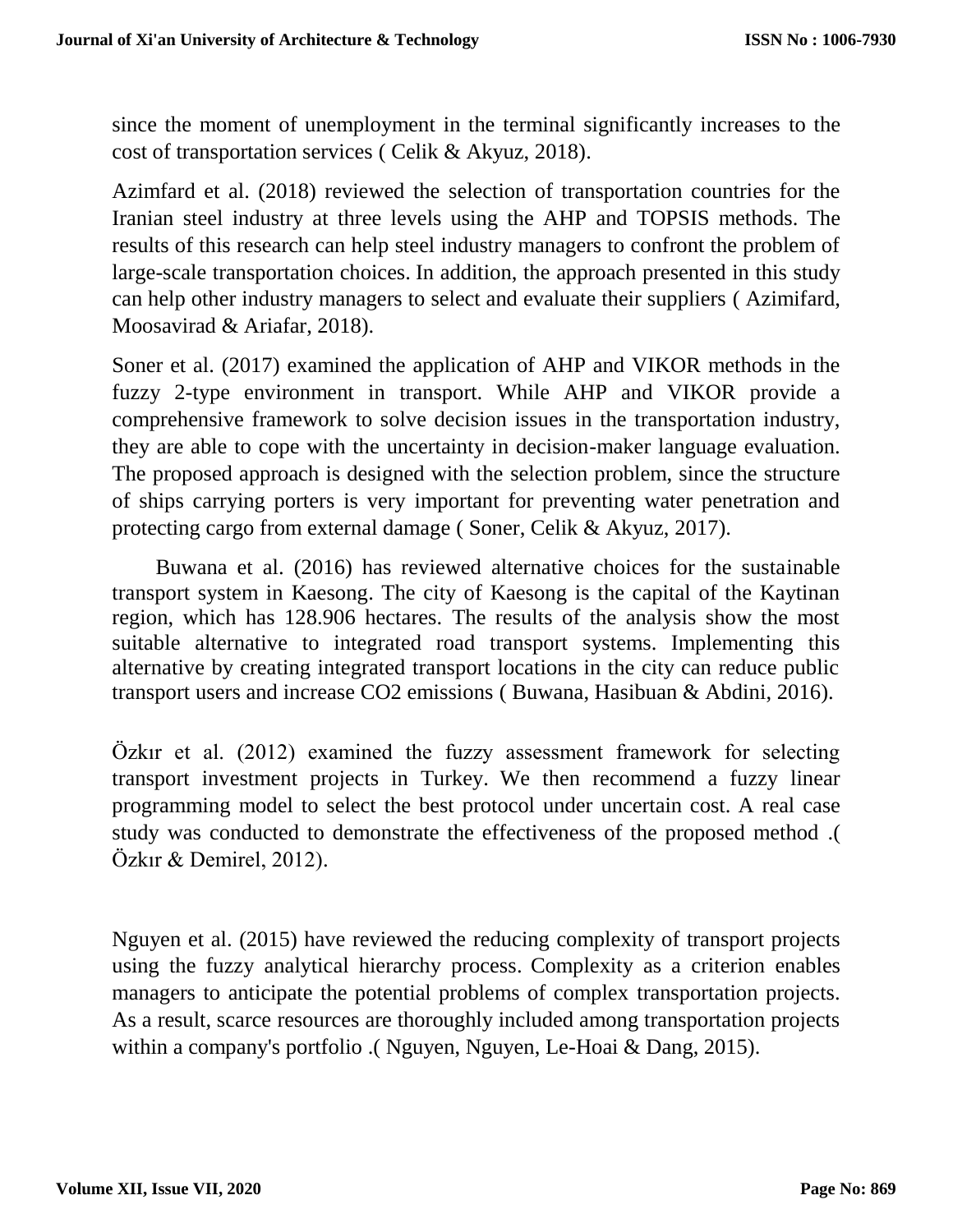since the moment of unemployment in the terminal significantly increases to the cost of transportation services ( Celik & Akyuz, 2018).

Azimfard et al. (2018) reviewed the selection of transportation countries for the Iranian steel industry at three levels using the AHP and TOPSIS methods. The results of this research can help steel industry managers to confront the problem of large-scale transportation choices. In addition, the approach presented in this study can help other industry managers to select and evaluate their suppliers ( Azimifard, Moosavirad & Ariafar, 2018).

Soner et al. (2017) examined the application of AHP and VIKOR methods in the fuzzy 2-type environment in transport. While AHP and VIKOR provide a comprehensive framework to solve decision issues in the transportation industry, they are able to cope with the uncertainty in decision-maker language evaluation. The proposed approach is designed with the selection problem, since the structure of ships carrying porters is very important for preventing water penetration and protecting cargo from external damage ( Soner, Celik & Akyuz, 2017).

Buwana et al. (2016) has reviewed alternative choices for the sustainable transport system in Kaesong. The city of Kaesong is the capital of the Kaytinan region, which has 128.906 hectares. The results of the analysis show the most suitable alternative to integrated road transport systems. Implementing this alternative by creating integrated transport locations in the city can reduce public transport users and increase $CO_2$ emissions ( Buwana, Hasibuan & Abdini, 2016).

Özkır et al. (2012) examined the fuzzy assessment framework for selecting transport investment projects in Turkey. We then recommend a fuzzy linear programming model to select the best protocol under uncertain cost. A real case study was conducted to demonstrate the effectiveness of the proposed method .( Özkır & Demirel, 2012).

Nguyen et al. (2015) have reviewed the reducing complexity of transport projects using the fuzzy analytical hierarchy process. Complexity as a criterion enables managers to anticipate the potential problems of complex transportation projects. As a result, scarce resources are thoroughly included among transportation projects within a company's portfolio .( Nguyen, Nguyen, Le-Hoai & Dang, 2015).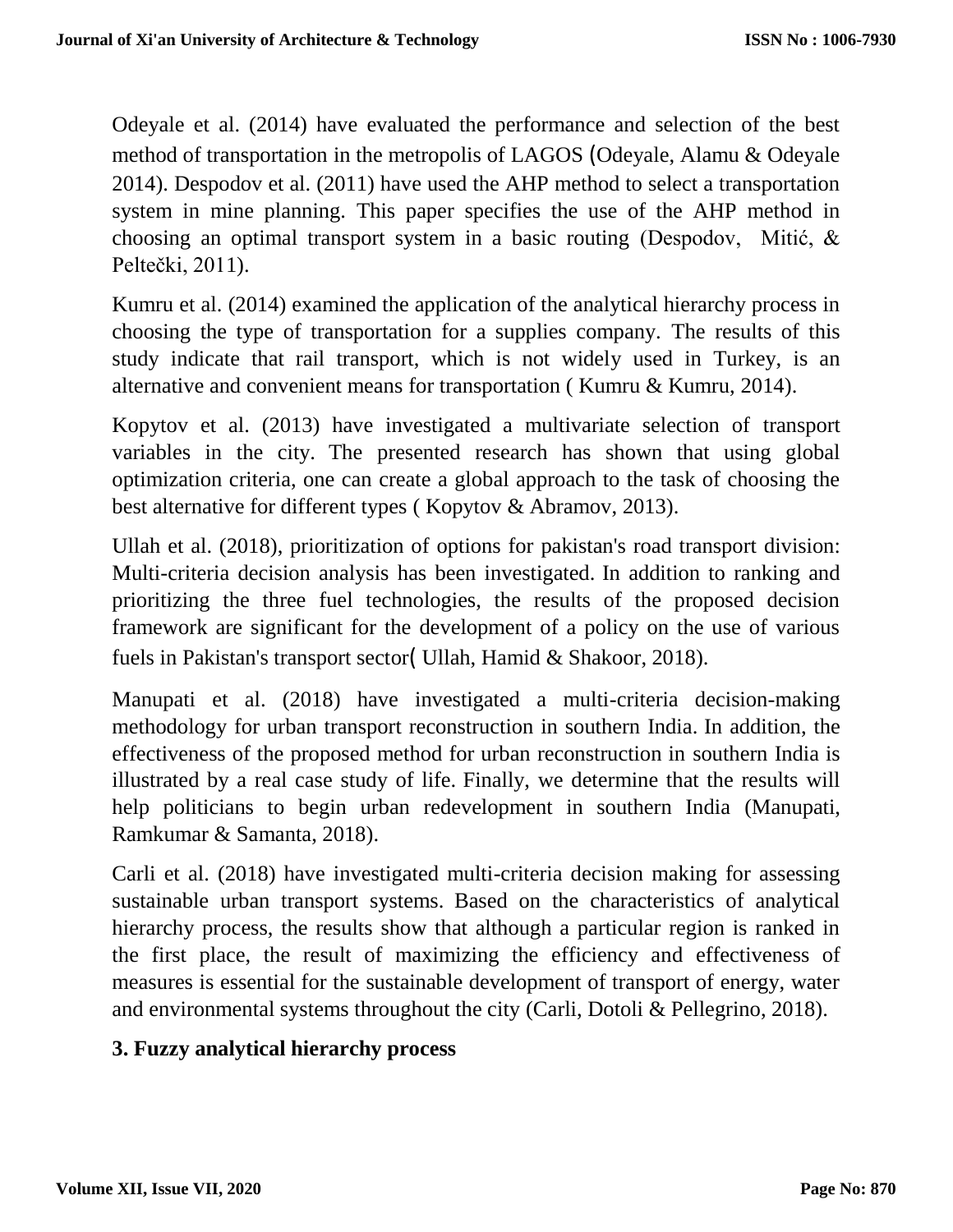Odeyale et al. (2014) have evaluated the performance and selection of the best method of transportation in the metropolis of LAGOS (Odeyale, Alamu & Odeyale 2014). Despodov et al. (2011) have used the AHP method to select a transportation system in mine planning. This paper specifies the use of the AHP method in choosing an optimal transport system in a basic routing (Despodov, Mitić, & Peltečki, 2011).

Kumru et al. (2014) examined the application of the analytical hierarchy process in choosing the type of transportation for a supplies company. The results of this study indicate that rail transport, which is not widely used in Turkey, is an alternative and convenient means for transportation ( Kumru & Kumru, 2014).

Kopytov et al. (2013) have investigated a multivariate selection of transport variables in the city. The presented research has shown that using global optimization criteria, one can create a global approach to the task of choosing the best alternative for different types ( Kopytov & Abramov, 2013).

Ullah et al. (2018), prioritization of options for pakistan's road transport division: Multi-criteria decision analysis has been investigated. In addition to ranking and prioritizing the three fuel technologies, the results of the proposed decision framework are significant for the development of a policy on the use of various fuels in Pakistan's transport sector( Ullah, Hamid & Shakoor, 2018).

Manupati et al. (2018) have investigated a multi-criteria decision-making methodology for urban transport reconstruction in southern India. In addition, the effectiveness of the proposed method for urban reconstruction in southern India is illustrated by a real case study of life. Finally, we determine that the results will help politicians to begin urban redevelopment in southern India (Manupati, Ramkumar & Samanta, 2018).

Carli et al. (2018) have investigated multi-criteria decision making for assessing sustainable urban transport systems. Based on the characteristics of analytical hierarchy process, the results show that although a particular region is ranked in the first place, the result of maximizing the efficiency and effectiveness of measures is essential for the sustainable development of transport of energy, water and environmental systems throughout the city (Carli, Dotoli & Pellegrino, 2018).

## 3. Fuzzy analytical hierarchy process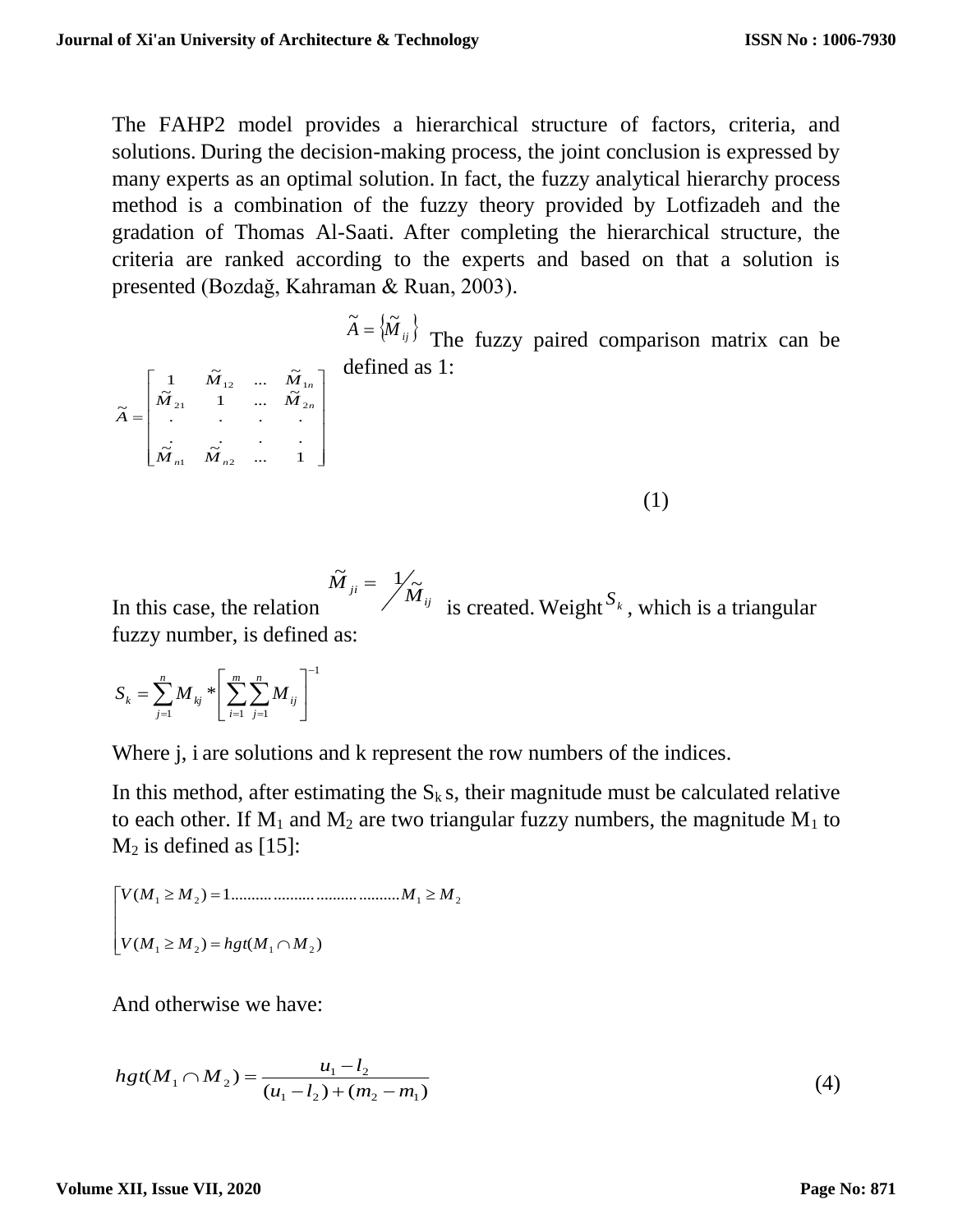The FAHP2 model provides a hierarchical structure of factors, criteria, and solutions. During the decision-making process, the joint conclusion is expressed by many experts as an optimal solution. In fact, the fuzzy analytical hierarchy process method is a combination of the fuzzy theory provided by Lotfizadeh and the gradation of Thomas Al-Saati. After completing the hierarchical structure, the criteria are ranked according to the experts and based on that a solution is presented (Bozdağ, Kahraman & Ruan, 2003).

$\tilde{A} = \{\tilde{M}_{ij}\}$ The fuzzy paired comparison matrix can be defined as 1:

$$\tilde{A} = \begin{bmatrix} 1 & \tilde{M}_{12} & \ldots & \tilde{M}_{1n} \\ \tilde{M}_{21} & 1 & \ldots & \tilde{M}_{2n} \\ . & . & . & . \\ . & . & . & . \\ \tilde{M}_{n1} & \tilde{M}_{n2} & \ldots & 1 \end{bmatrix} \tag{1}$$

In this case, the relation $\tilde{M}_{ji} = 1/\tilde{M}_{ij}$ is created. Weight $S_k$, which is a triangular fuzzy number, is defined as:

$$S_k = \sum_{j=1}^{n} M_{kj} * \left[ \sum_{i=1}^{m} \sum_{j=1}^{n} M_{ij} \right]^{-1}$$

Where j, i are solutions and k represent the row numbers of the indices.

In this method, after estimating the $S_k$ s, their magnitude must be calculated relative to each other. If $M_1$ and $M_2$ are two triangular fuzzy numbers, the magnitude $M_1$ to $M_2$ is defined as [15]:

$$\begin{cases} V(M_1 \geq M_2) = 1 \ldots\ldots\ldots\ldots\ldots\ldots\ldots\ldots\ldots\ldots M_1 \geq M_2 \\ V(M_1 \geq M_2) = hgt(M_1 \cap M_2) \end{cases}$$

And otherwise we have:

$$hgt(M_1 \cap M_2) = \frac{u_1 - l_2}{(u_1 - l_2) + (m_2 - m_1)} \tag{4}$$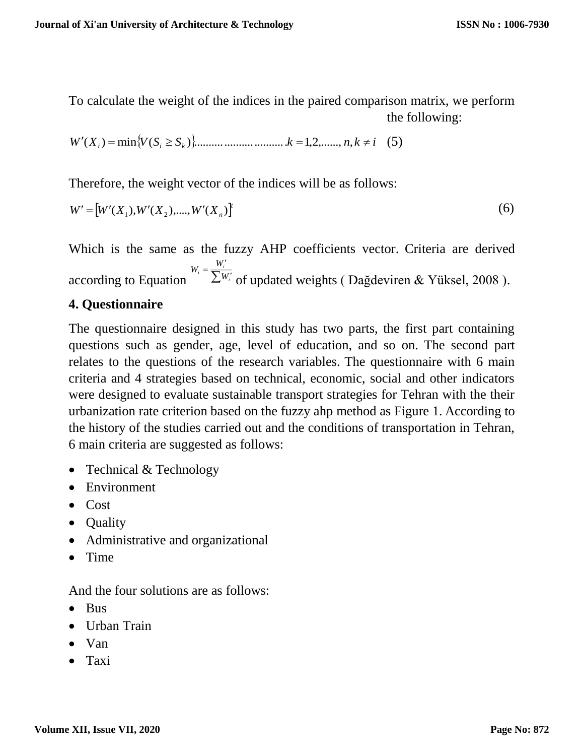To calculate the weight of the indices in the paired comparison matrix, we perform the following:

$$W'(X_i) = \min\{V(S_i \geq S_k)\}.........................k = 1,2,......, n, k \neq i \quad (5)$$

Therefore, the weight vector of the indices will be as follows:

$$W' = [W'(X_1), W'(X_2),....., W'(X_n)]^t \quad (6)$$

Which is the same as the fuzzy AHP coefficients vector. Criteria are derived according to Equation $W_i = \frac{W_i'}{\sum W_i'}$ of updated weights ( Dağdeviren & Yüksel, 2008 ).

## 4. Questionnaire

The questionnaire designed in this study has two parts, the first part containing questions such as gender, age, level of education, and so on. The second part relates to the questions of the research variables. The questionnaire with 6 main criteria and 4 strategies based on technical, economic, social and other indicators were designed to evaluate sustainable transport strategies for Tehran with the their urbanization rate criterion based on the fuzzy ahp method as Figure 1. According to the history of the studies carried out and the conditions of transportation in Tehran, 6 main criteria are suggested as follows:

- Technical & Technology
- Environment
- Cost
- Quality
- Administrative and organizational
- Time

And the four solutions are as follows:

- Bus
- Urban Train
- Van
- Taxi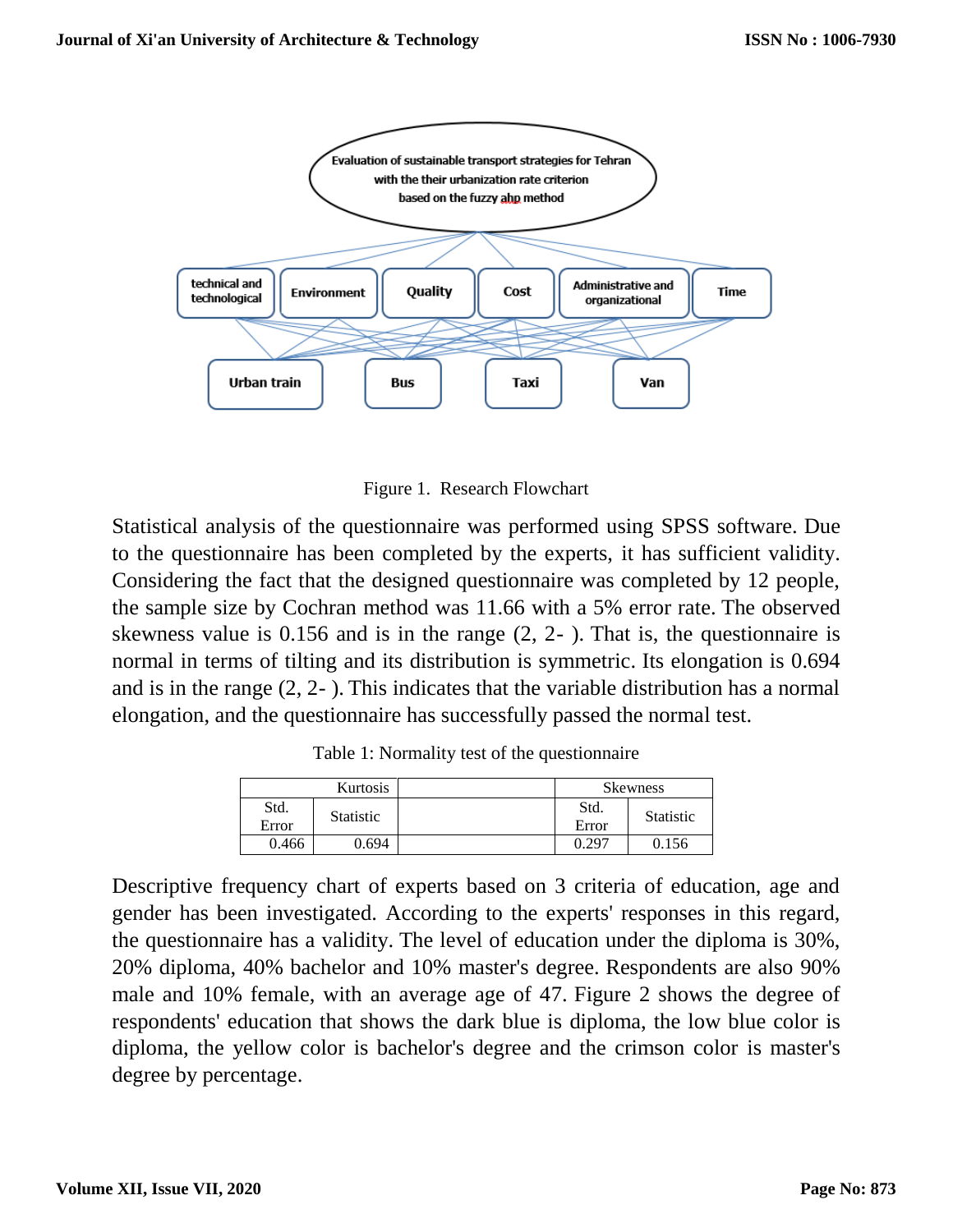Figure 1. Research Flowchart

Statistical analysis of the questionnaire was performed using SPSS software. Due to the questionnaire has been completed by the experts, it has sufficient validity. Considering the fact that the designed questionnaire was completed by 12 people, the sample size by Cochran method was 11.66 with a 5% error rate. The observed skewness value is 0.156 and is in the range (2, 2- ). That is, the questionnaire is normal in terms of tilting and its distribution is symmetric. Its elongation is 0.694 and is in the range (2, 2- ). This indicates that the variable distribution has a normal elongation, and the questionnaire has successfully passed the normal test.

Table 1: Normality test of the questionnaire

| Kurtosis | | | Skewness | |
|---|---|---|---|---|
| Std. Error | Statistic | | Std. Error | Statistic |
| 0.466 | 0.694 | | 0.297 | 0.156 |

Descriptive frequency chart of experts based on 3 criteria of education, age and gender has been investigated. According to the experts' responses in this regard, the questionnaire has a validity. The level of education under the diploma is 30%, 20% diploma, 40% bachelor and 10% master's degree. Respondents are also 90% male and 10% female, with an average age of 47. Figure 2 shows the degree of respondents' education that shows the dark blue is diploma, the low blue color is diploma, the yellow color is bachelor's degree and the crimson color is master's degree by percentage.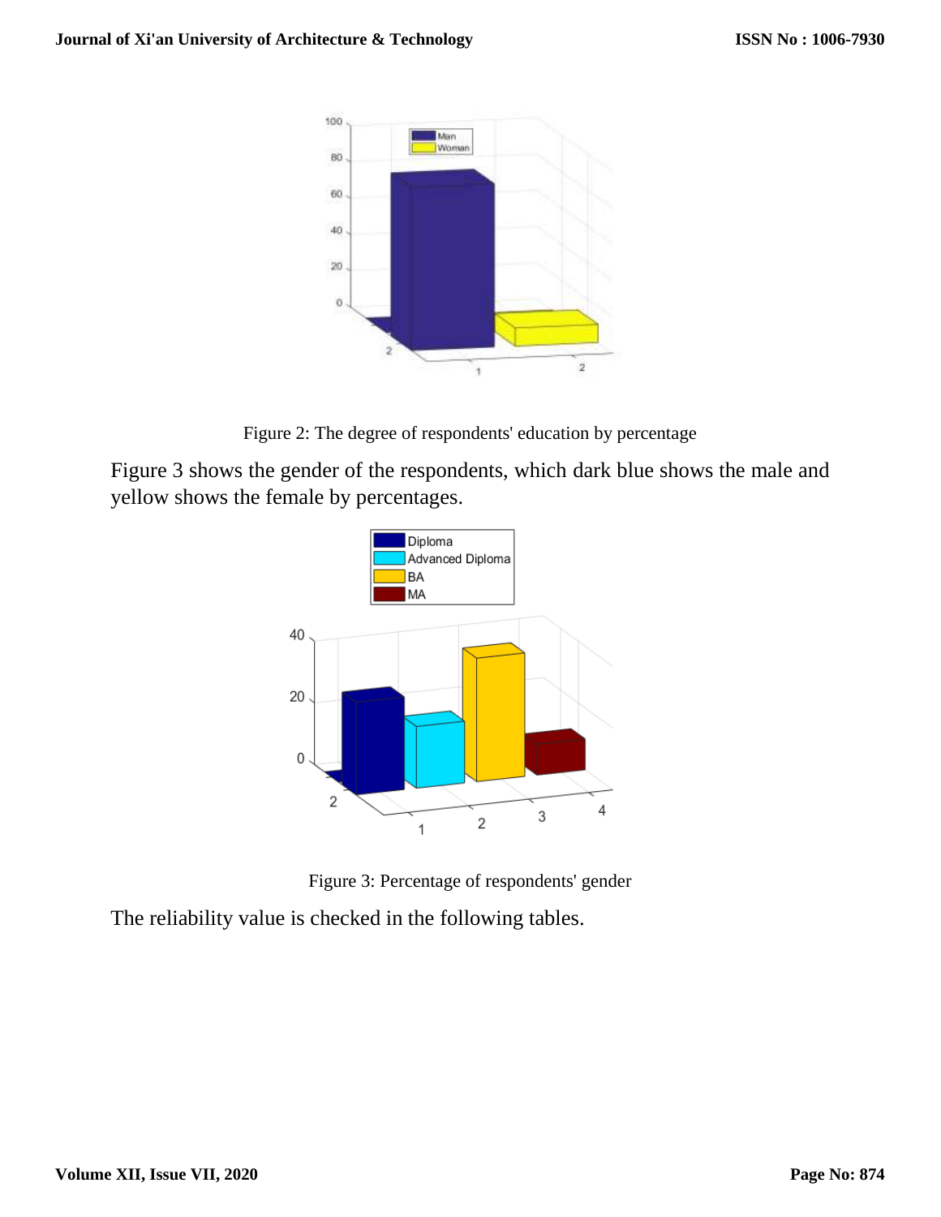Figure 2: The degree of respondents' education by percentage

Figure 3 shows the gender of the respondents, which dark blue shows the male and yellow shows the female by percentages.

Figure 3: Percentage of respondents' gender

The reliability value is checked in the following tables.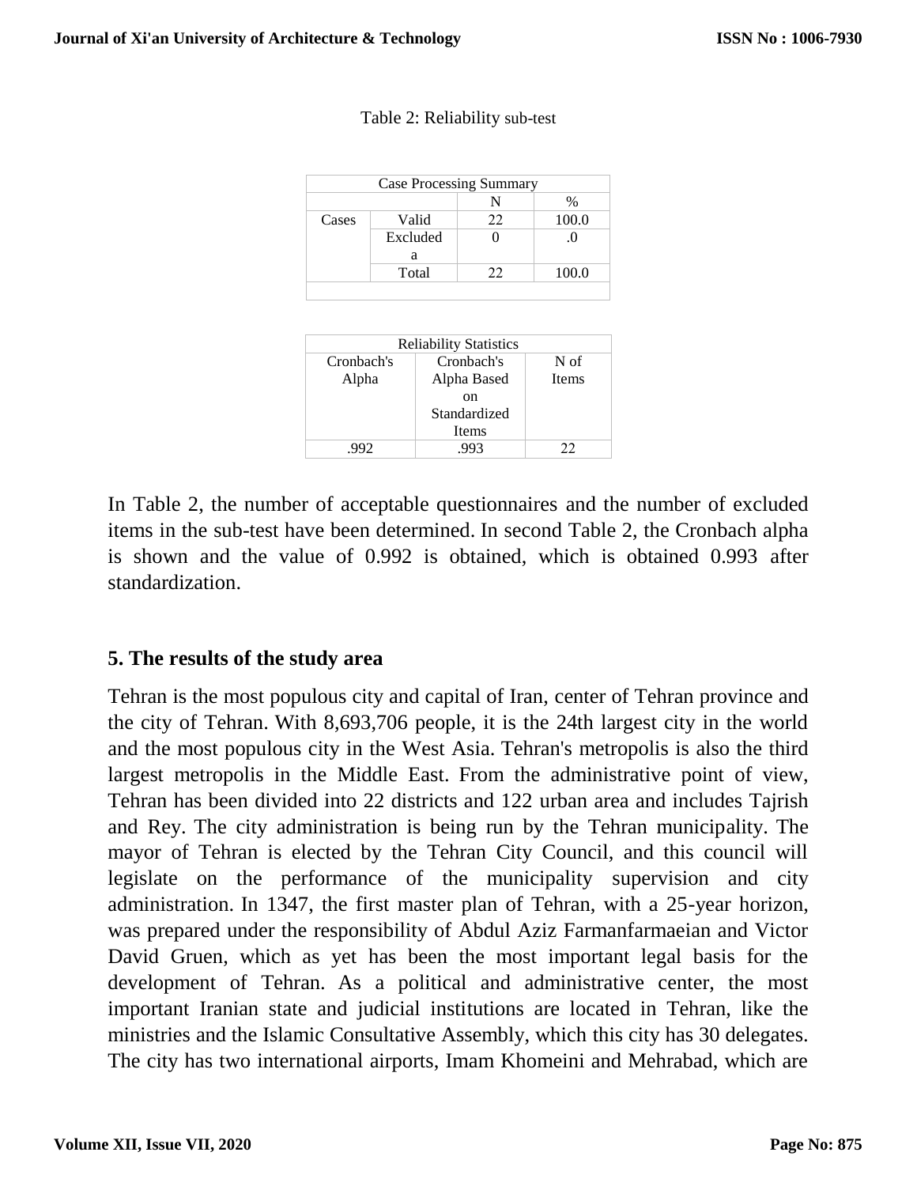Table 2: Reliability sub-test

| Case Processing Summary | | | |
|---|---|---|---|
| | | N | % |
| Cases | Valid | 22 | 100.0 |
| | Excluded a | 0 | .0 |
| | Total | 22 | 100.0 |

| Reliability Statistics | | |
|---|---|---|
| Cronbach's Alpha | Cronbach's Alpha Based on Standardized Items | N of Items |
| .992 | .993 | 22 |

In Table 2, the number of acceptable questionnaires and the number of excluded items in the sub-test have been determined. In second Table 2, the Cronbach alpha is shown and the value of 0.992 is obtained, which is obtained 0.993 after standardization.

## 5. The results of the study area

Tehran is the most populous city and capital of Iran, center of Tehran province and the city of Tehran. With 8,693,706 people, it is the 24th largest city in the world and the most populous city in the West Asia. Tehran's metropolis is also the third largest metropolis in the Middle East. From the administrative point of view, Tehran has been divided into 22 districts and 122 urban area and includes Tajrish and Rey. The city administration is being run by the Tehran municipality. The mayor of Tehran is elected by the Tehran City Council, and this council will legislate on the performance of the municipality supervision and city administration. In 1347, the first master plan of Tehran, with a 25-year horizon, was prepared under the responsibility of Abdul Aziz Farmanfarmaeian and Victor David Gruen, which as yet has been the most important legal basis for the development of Tehran. As a political and administrative center, the most important Iranian state and judicial institutions are located in Tehran, like the ministries and the Islamic Consultative Assembly, which this city has 30 delegates. The city has two international airports, Imam Khomeini and Mehrabad, which are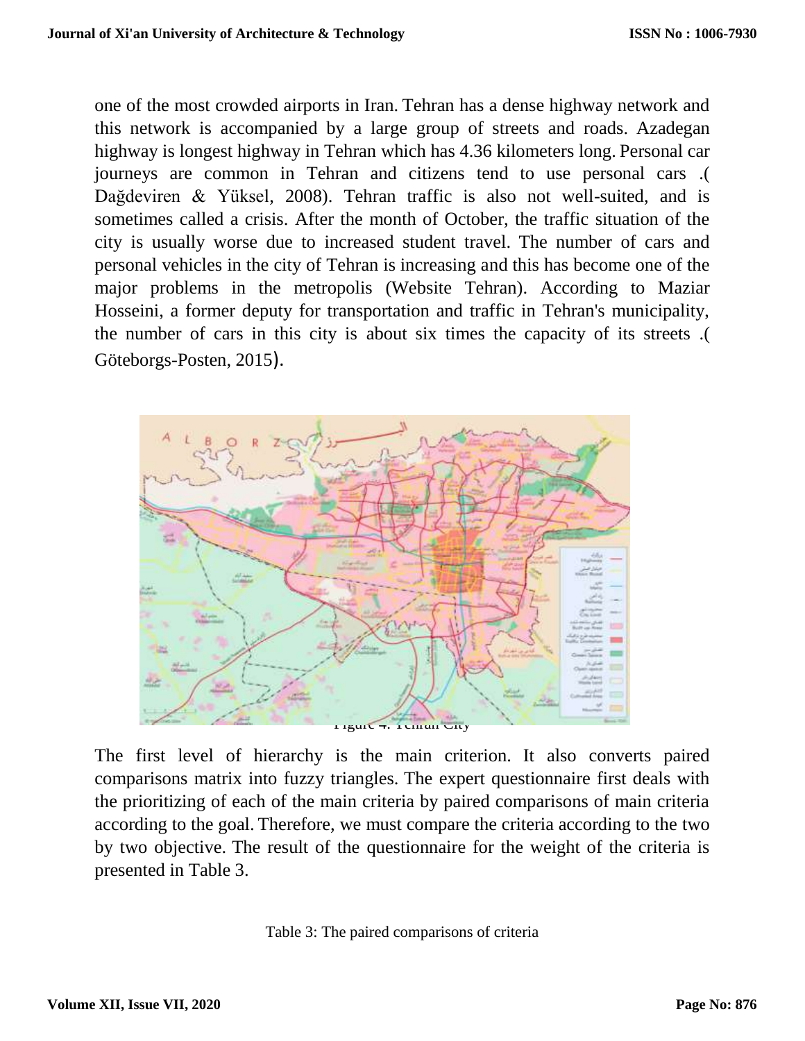one of the most crowded airports in Iran. Tehran has a dense highway network and this network is accompanied by a large group of streets and roads. Azadegan highway is longest highway in Tehran which has 4.36 kilometers long. Personal car journeys are common in Tehran and citizens tend to use personal cars .( Dağdeviren & Yüksel, 2008). Tehran traffic is also not well-suited, and is sometimes called a crisis. After the month of October, the traffic situation of the city is usually worse due to increased student travel. The number of cars and personal vehicles in the city of Tehran is increasing and this has become one of the major problems in the metropolis (Website Tehran). According to Maziar Hosseini, a former deputy for transportation and traffic in Tehran's municipality, the number of cars in this city is about six times the capacity of its streets .( Göteborgs-Posten, 2015).

Figure 4: Tehran City

The first level of hierarchy is the main criterion. It also converts paired comparisons matrix into fuzzy triangles. The expert questionnaire first deals with the prioritizing of each of the main criteria by paired comparisons of main criteria according to the goal. Therefore, we must compare the criteria according to the two by two objective. The result of the questionnaire for the weight of the criteria is presented in Table 3.

Table 3: The paired comparisons of criteria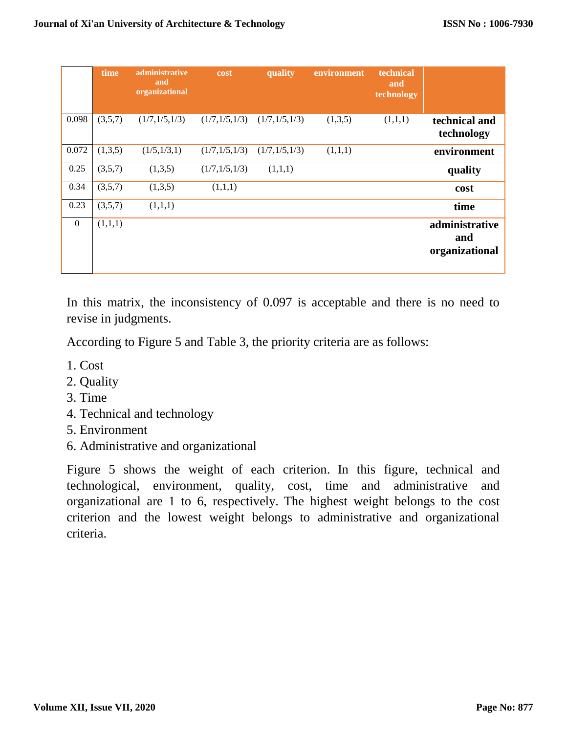| | time | administrative and organizational | cost | quality | environment | technical and technology | |
|---|---|---|---|---|---|---|---|
| 0.098 | (3,5,7) | (1/7,1/5,1/3) | (1/7,1/5,1/3) | (1/7,1/5,1/3) | (1,3,5) | (1,1,1) | **technical and technology** |
| 0.072 | (1,3,5) | (1/5,1/3,1) | (1/7,1/5,1/3) | (1/7,1/5,1/3) | (1,1,1) | | **environment** |
| 0.25 | (3,5,7) | (1,3,5) | (1/7,1/5,1/3) | (1,1,1) | | | **quality** |
| 0.34 | (3,5,7) | (1,3,5) | (1,1,1) | | | | **cost** |
| 0.23 | (3,5,7) | (1,1,1) | | | | | **time** |
| 0 | (1,1,1) | | | | | | **administrative and organizational** |

In this matrix, the inconsistency of 0.097 is acceptable and there is no need to revise in judgments.

According to Figure 5 and Table 3, the priority criteria are as follows:

1. Cost
2. Quality
3. Time
4. Technical and technology
5. Environment
6. Administrative and organizational

Figure 5 shows the weight of each criterion. In this figure, technical and technological, environment, quality, cost, time and administrative and organizational are 1 to 6, respectively. The highest weight belongs to the cost criterion and the lowest weight belongs to administrative and organizational criteria.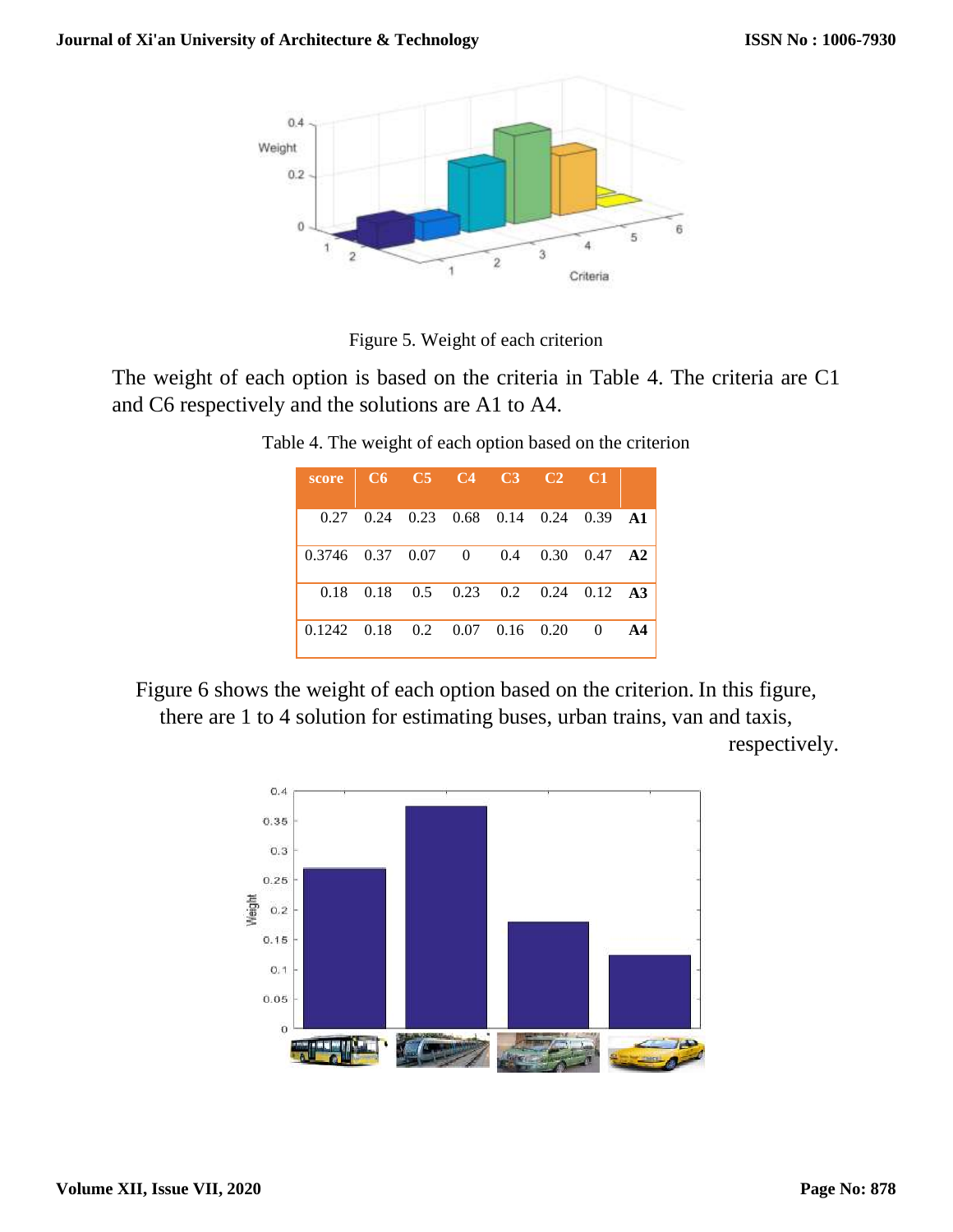Figure 5. Weight of each criterion

The weight of each option is based on the criteria in Table 4. The criteria are C1 and C6 respectively and the solutions are A1 to A4.

Table 4. The weight of each option based on the criterion

| score | C6 | C5 | C4 | C3 | C2 | C1 | |
|---|---|---|---|---|---|---|---|
| 0.27 | 0.24 | 0.23 | 0.68 | 0.14 | 0.24 | 0.39 | **A1** |
| 0.3746 | 0.37 | 0.07 | 0 | 0.4 | 0.30 | 0.47 | **A2** |
| 0.18 | 0.18 | 0.5 | 0.23 | 0.2 | 0.24 | 0.12 | **A3** |
| 0.1242 | 0.18 | 0.2 | 0.07 | 0.16 | 0.20 | 0 | **A4** |

Figure 6 shows the weight of each option based on the criterion. In this figure, there are 1 to 4 solution for estimating buses, urban trains, van and taxis, respectively.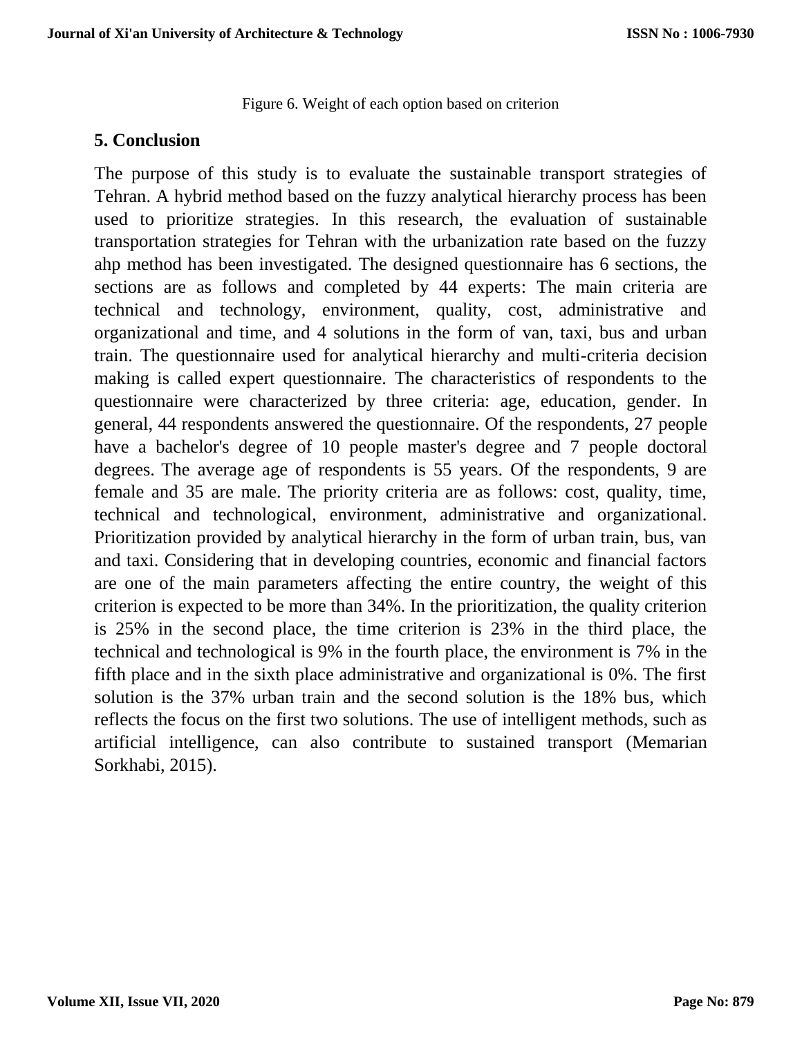Figure 6. Weight of each option based on criterion

## 5. Conclusion

The purpose of this study is to evaluate the sustainable transport strategies of Tehran. A hybrid method based on the fuzzy analytical hierarchy process has been used to prioritize strategies. In this research, the evaluation of sustainable transportation strategies for Tehran with the urbanization rate based on the fuzzy ahp method has been investigated. The designed questionnaire has 6 sections, the sections are as follows and completed by 44 experts: The main criteria are technical and technology, environment, quality, cost, administrative and organizational and time, and 4 solutions in the form of van, taxi, bus and urban train. The questionnaire used for analytical hierarchy and multi-criteria decision making is called expert questionnaire. The characteristics of respondents to the questionnaire were characterized by three criteria: age, education, gender. In general, 44 respondents answered the questionnaire. Of the respondents, 27 people have a bachelor's degree of 10 people master's degree and 7 people doctoral degrees. The average age of respondents is 55 years. Of the respondents, 9 are female and 35 are male. The priority criteria are as follows: cost, quality, time, technical and technological, environment, administrative and organizational. Prioritization provided by analytical hierarchy in the form of urban train, bus, van and taxi. Considering that in developing countries, economic and financial factors are one of the main parameters affecting the entire country, the weight of this criterion is expected to be more than 34%. In the prioritization, the quality criterion is 25% in the second place, the time criterion is 23% in the third place, the technical and technological is 9% in the fourth place, the environment is 7% in the fifth place and in the sixth place administrative and organizational is 0%. The first solution is the 37% urban train and the second solution is the 18% bus, which reflects the focus on the first two solutions. The use of intelligent methods, such as artificial intelligence, can also contribute to sustained transport (Memarian Sorkhabi, 2015).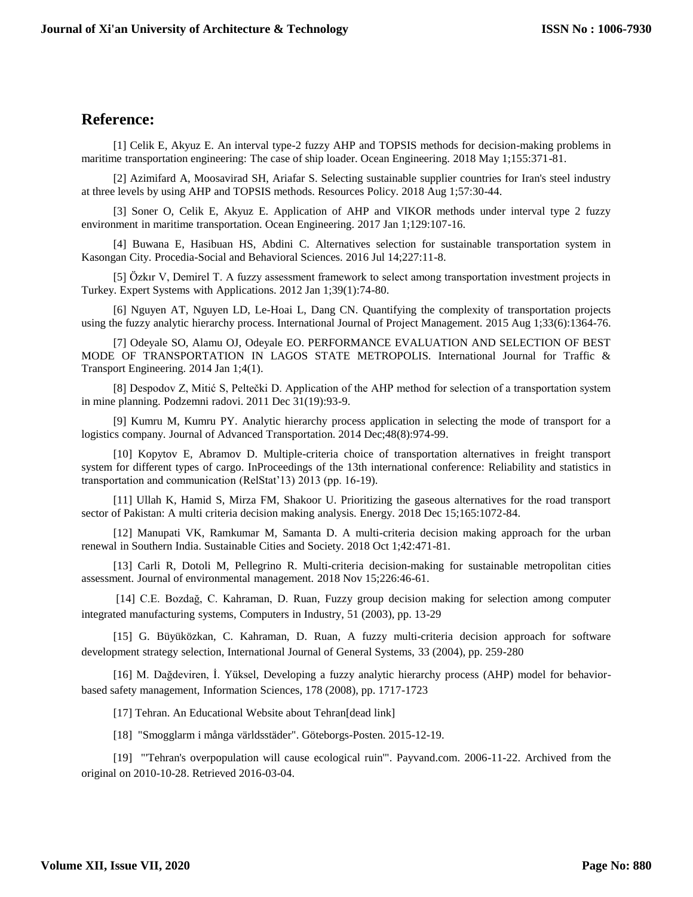## Reference:

[1] Celik E, Akyuz E. An interval type-2 fuzzy AHP and TOPSIS methods for decision-making problems in maritime transportation engineering: The case of ship loader. Ocean Engineering. 2018 May 1;155:371-81.

[2] Azimifard A, Moosavirad SH, Ariafar S. Selecting sustainable supplier countries for Iran's steel industry at three levels by using AHP and TOPSIS methods. Resources Policy. 2018 Aug 1;57:30-44.

[3] Soner O, Celik E, Akyuz E. Application of AHP and VIKOR methods under interval type 2 fuzzy environment in maritime transportation. Ocean Engineering. 2017 Jan 1;129:107-16.

[4] Buwana E, Hasibuan HS, Abdini C. Alternatives selection for sustainable transportation system in Kasongan City. Procedia-Social and Behavioral Sciences. 2016 Jul 14;227:11-8.

[5] Özkır V, Demirel T. A fuzzy assessment framework to select among transportation investment projects in Turkey. Expert Systems with Applications. 2012 Jan 1;39(1):74-80.

[6] Nguyen AT, Nguyen LD, Le-Hoai L, Dang CN. Quantifying the complexity of transportation projects using the fuzzy analytic hierarchy process. International Journal of Project Management. 2015 Aug 1;33(6):1364-76.

[7] Odeyale SO, Alamu OJ, Odeyale EO. PERFORMANCE EVALUATION AND SELECTION OF BEST MODE OF TRANSPORTATION IN LAGOS STATE METROPOLIS. International Journal for Traffic & Transport Engineering. 2014 Jan 1;4(1).

[8] Despodov Z, Mitić S, Peltečki D. Application of the AHP method for selection of a transportation system in mine planning. Podzemni radovi. 2011 Dec 31(19):93-9.

[9] Kumru M, Kumru PY. Analytic hierarchy process application in selecting the mode of transport for a logistics company. Journal of Advanced Transportation. 2014 Dec;48(8):974-99.

[10] Kopytov E, Abramov D. Multiple-criteria choice of transportation alternatives in freight transport system for different types of cargo. InProceedings of the 13th international conference: Reliability and statistics in transportation and communication (RelStat'13) 2013 (pp. 16-19).

[11] Ullah K, Hamid S, Mirza FM, Shakoor U. Prioritizing the gaseous alternatives for the road transport sector of Pakistan: A multi criteria decision making analysis. Energy. 2018 Dec 15;165:1072-84.

[12] Manupati VK, Ramkumar M, Samanta D. A multi-criteria decision making approach for the urban renewal in Southern India. Sustainable Cities and Society. 2018 Oct 1;42:471-81.

[13] Carli R, Dotoli M, Pellegrino R. Multi-criteria decision-making for sustainable metropolitan cities assessment. Journal of environmental management. 2018 Nov 15;226:46-61.

[14] C.E. Bozdağ, C. Kahraman, D. Ruan, Fuzzy group decision making for selection among computer integrated manufacturing systems, Computers in Industry, 51 (2003), pp. 13-29

[15] G. Büyüközkan, C. Kahraman, D. Ruan, A fuzzy multi-criteria decision approach for software development strategy selection, International Journal of General Systems, 33 (2004), pp. 259-280

[16] M. Dağdeviren, İ. Yüksel, Developing a fuzzy analytic hierarchy process (AHP) model for behavior-based safety management, Information Sciences, 178 (2008), pp. 1717-1723

[17] Tehran. An Educational Website about Tehran[dead link]

[18] "Smogglarm i många världsstäder". Göteborgs-Posten. 2015-12-19.

[19] "'Tehran's overpopulation will cause ecological ruin'". Payvand.com. 2006-11-22. Archived from the original on 2010-10-28. Retrieved 2016-03-04.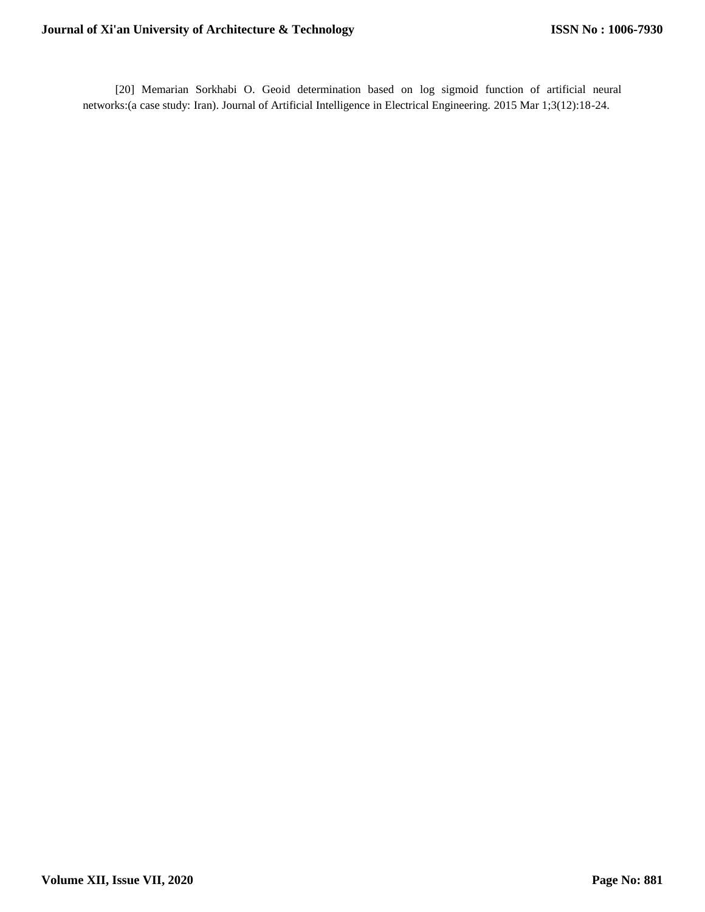[20] Memarian Sorkhabi O. Geoid determination based on log sigmoid function of artificial neural networks:(a case study: Iran). Journal of Artificial Intelligence in Electrical Engineering. 2015 Mar 1;3(12):18-24.